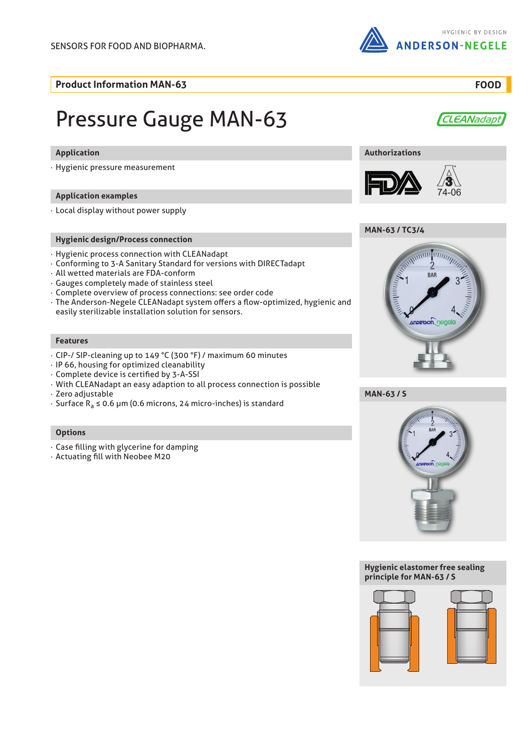SENSORS FOR FOOD AND BIOPHARMA.

HYGIENIC BY DESIGN
ANDERSON-NEGELE

**Product Information MAN-63** **FOOD**

# Pressure Gauge MAN-63

CLEANadapt

## Application

- Hygienic pressure measurement

## Application examples

- Local display without power supply

## Hygienic design/Process connection

- Hygienic process connection with CLEANadapt
- Conforming to 3-A Sanitary Standard for versions with DIRECTadapt
- All wetted materials are FDA-conform
- Gauges completely made of stainless steel
- Complete overview of process connections: see order code
- The Anderson-Negele CLEANadapt system offers a flow-optimized, hygienic and easily sterilizable installation solution for sensors.

## Features

- CIP-/ SIP-cleaning up to 149 °C (300 °F) / maximum 60 minutes
- IP 66, housing for optimized cleanability
- Complete device is certified by 3-A-SSI
- With CLEANadapt an easy adaption to all process connection is possible
- Zero adjustable
- Surface $R_a$ ≤ 0.6 µm (0.6 microns, 24 micro-inches) is standard

## Options

- Case filling with glycerine for damping
- Actuating fill with Neobee M20

## Authorizations

FDA
3-A 74-06

## MAN-63 / TC3/4

## MAN-63 / S

## Hygienic elastomer free sealing principle for MAN-63 / S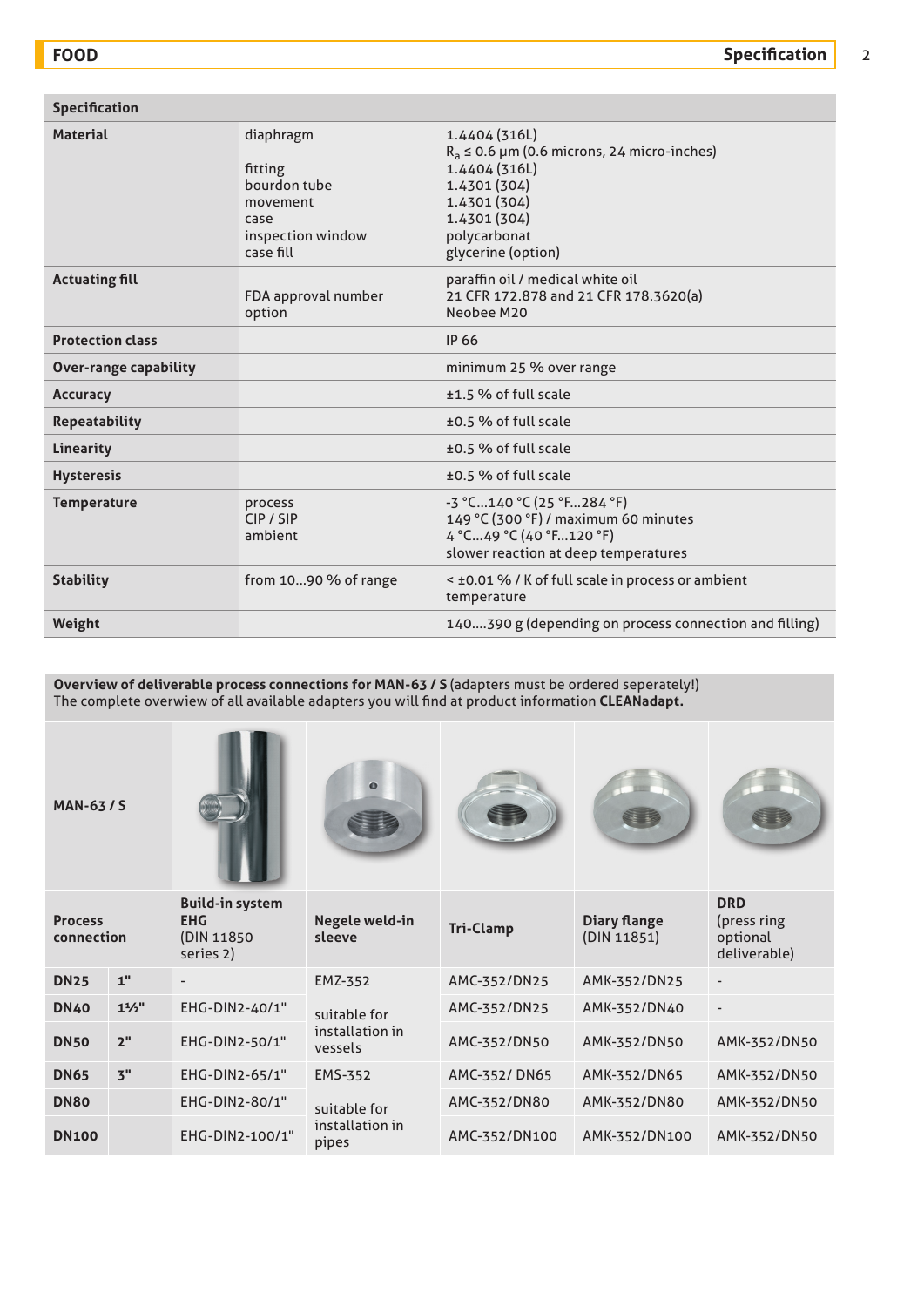| Specification | | |
|---|---|---|
| **Material** | diaphragm | 1.4404 (316L)<br>$R_a \leq 0.6$ µm (0.6 microns, 24 micro-inches) |
| | fitting | 1.4404 (316L) |
| | bourdon tube | 1.4301 (304) |
| | movement | 1.4301 (304) |
| | case | 1.4301 (304) |
| | inspection window | polycarbonat |
| | case fill | glycerine (option) |
| **Actuating fill** | | paraffin oil / medical white oil |
| | FDA approval number | 21 CFR 172.878 and 21 CFR 178.3620(a) |
| | option | Neobee M20 |
| **Protection class** | | IP 66 |
| **Over-range capability** | | minimum 25 % over range |
| **Accuracy** | | ±1.5 % of full scale |
| **Repeatability** | | ±0.5 % of full scale |
| **Linearity** | | ±0.5 % of full scale |
| **Hysteresis** | | ±0.5 % of full scale |
| **Temperature** | process | -3 °C...140 °C (25 °F...284 °F) |
| | CIP / SIP | 149 °C (300 °F) / maximum 60 minutes |
| | ambient | 4 °C...49 °C (40 °F...120 °F)<br>slower reaction at deep temperatures |
| **Stability** | from 10...90 % of range | < ±0.01 % / K of full scale in process or ambient temperature |
| **Weight** | | 140....390 g (depending on process connection and filling) |

**Overview of deliverable process connections for MAN-63 / S** (adapters must be ordered seperately!)
The complete overwiew of all available adapters you will find at product information **CLEANadapt.**

| **MAN-63 / S** | | | | | | |
|---|---|---|---|---|---|---|
| **Process connection** | | **Build-in system EHG** (DIN 11850 series 2) | **Negele weld-in sleeve** | **Tri-Clamp** | **Diary flange** (DIN 11851) | **DRD** (press ring optional deliverable) |
| **DN25** | **1"** | - | EMZ-352 | AMC-352/DN25 | AMK-352/DN25 | - |
| **DN40** | **1½"** | EHG-DIN2-40/1" | suitable for installation in vessels | AMC-352/DN25 | AMK-352/DN40 | - |
| **DN50** | **2"** | EHG-DIN2-50/1" | | AMC-352/DN50 | AMK-352/DN50 | AMK-352/DN50 |
| **DN65** | **3"** | EHG-DIN2-65/1" | EMS-352 | AMC-352/ DN65 | AMK-352/DN65 | AMK-352/DN50 |
| **DN80** | | EHG-DIN2-80/1" | suitable for installation in pipes | AMC-352/DN80 | AMK-352/DN80 | AMK-352/DN50 |
| **DN100** | | EHG-DIN2-100/1" | | AMC-352/DN100 | AMK-352/DN100 | AMK-352/DN50 |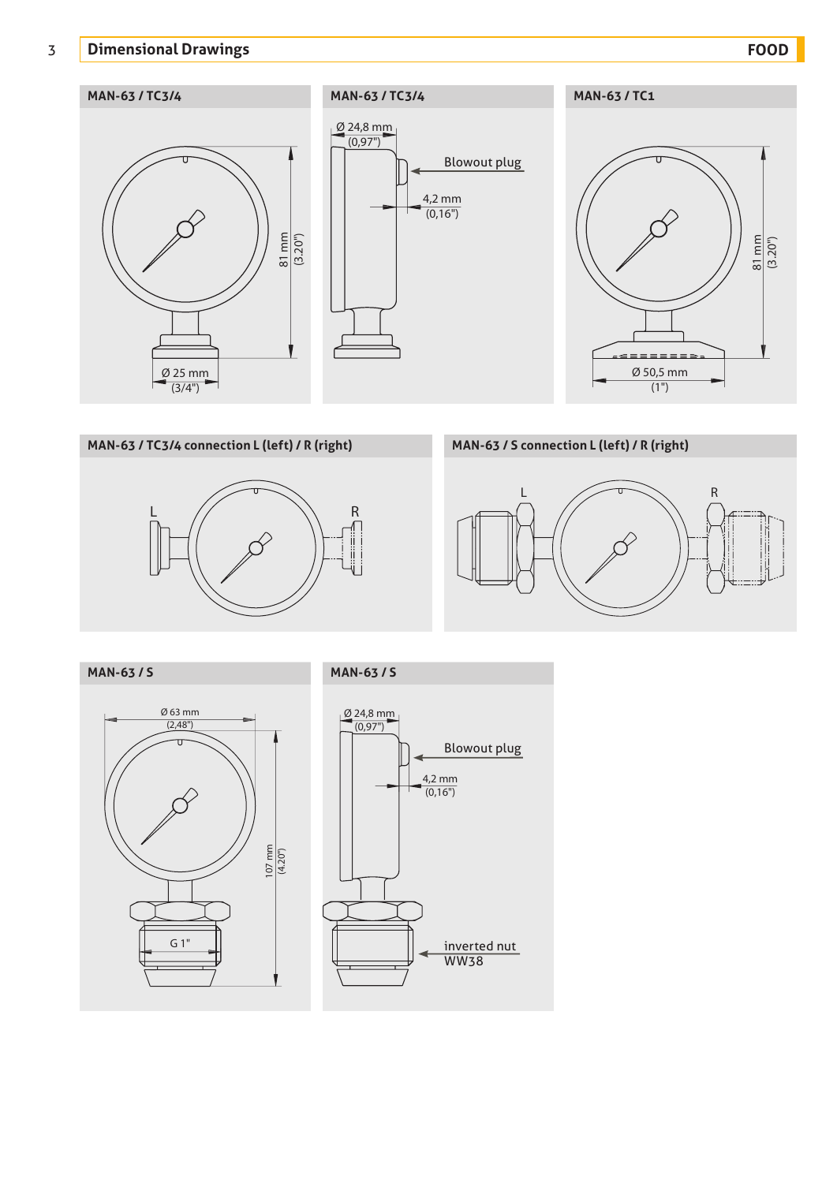## 3 Dimensional Drawings

### MAN-63 / TC3/4

81 mm (3.20")

Ø 25 mm (3/4")

### MAN-63 / TC3/4

Ø 24,8 mm (0,97")

Blowout plug

4,2 mm (0,16")

### MAN-63 / TC1

81 mm (3.20")

Ø 50,5 mm (1")

### MAN-63 / TC3/4 connection L (left) / R (right)

L R

### MAN-63 / S connection L (left) / R (right)

L R

### MAN-63 / S

Ø 63 mm (2,48")

107 mm (4.20")

G 1"

### MAN-63 / S

Ø 24,8 mm (0,97")

Blowout plug

4,2 mm (0,16")

inverted nut WW38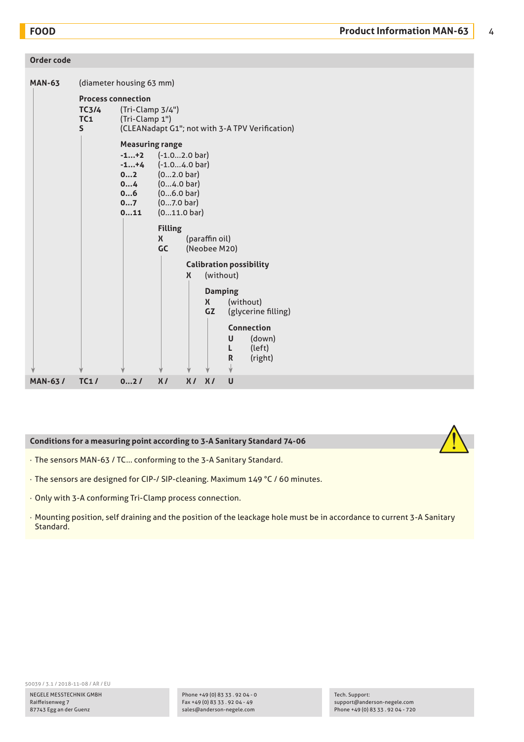## Order code

**MAN-63** (diameter housing 63 mm)

**Process connection**

| | |
|---|---|
| **TC3/4** | (Tri-Clamp 3/4") |
| **TC1** | (Tri-Clamp 1") |
| **S** | (CLEANadapt G1"; not with 3-A TPV Verification) |

**Measuring range**

| | |
|---|---|
| **-1...+2** | (-1.0...2.0 bar) |
| **-1...+4** | (-1.0...4.0 bar) |
| **0...2** | (0...2.0 bar) |
| **0...4** | (0...4.0 bar) |
| **0...6** | (0...6.0 bar) |
| **0...7** | (0...7.0 bar) |
| **0...11** | (0...11.0 bar) |

**Filling**

| | |
|---|---|
| **X** | (paraffin oil) |
| **GC** | (Neobee M20) |

**Calibration possibility**

| | |
|---|---|
| **X** | (without) |

**Damping**

| | |
|---|---|
| **X** | (without) |
| **GZ** | (glycerine filling) |

**Connection**

| | |
|---|---|
| **U** | (down) |
| **L** | (left) |
| **R** | (right) |

**MAN-63 / TC1 / 0...2 / X / X / X / U**

## Conditions for a measuring point according to 3-A Sanitary Standard 74-06

- The sensors MAN-63 / TC... conforming to the 3-A Sanitary Standard.
- The sensors are designed for CIP-/ SIP-cleaning. Maximum 149 °C / 60 minutes.
- Only with 3-A conforming Tri-Clamp process connection.
- Mounting position, self draining and the position of the leackage hole must be in accordance to current 3-A Sanitary Standard.

50039 / 3.1 / 2018-11-08 / AR / EU

NEGELE MESSTECHNIK GMBH
Raiffeisenweg 7
87743 Egg an der Guenz

Phone +49 (0) 83 33 . 92 04 - 0
Fax +49 (0) 83 33 . 92 04 - 49
sales@anderson-negele.com

Tech. Support:
support@anderson-negele.com
Phone +49 (0) 83 33 . 92 04 - 720